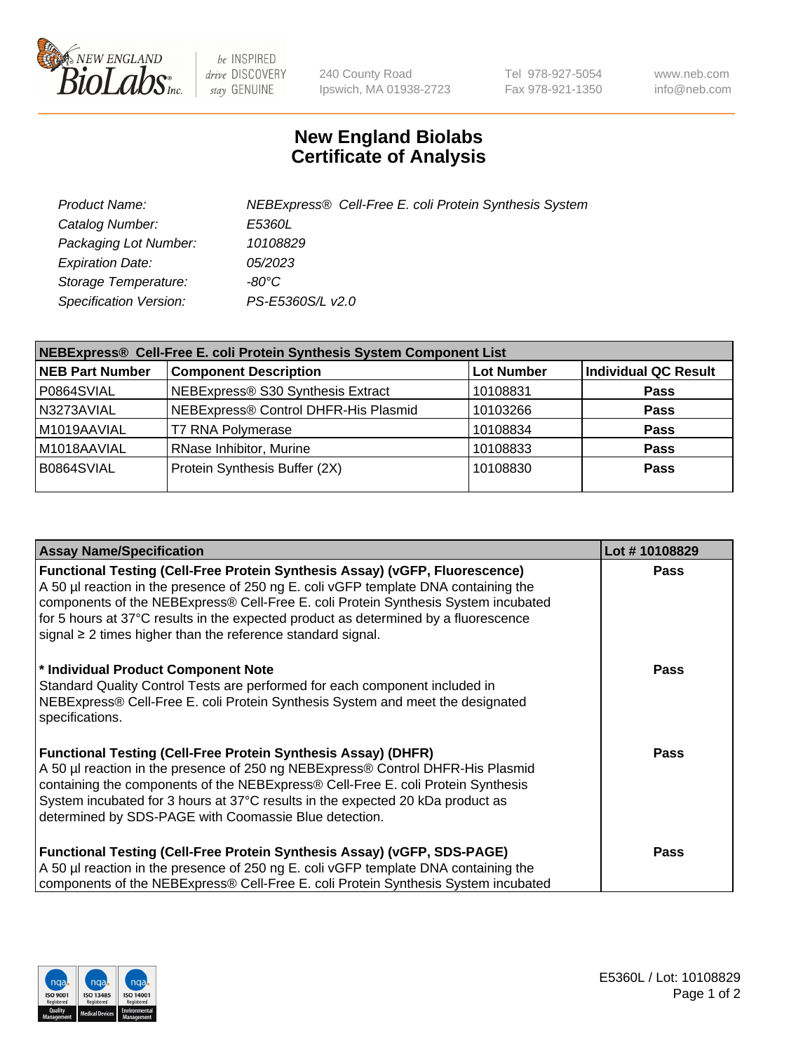be INSPIRED drive DISCOVERY stay GENUINE

240 County Road
Ipswich, MA 01938-2723

Tel 978-927-5054
Fax 978-921-1350

www.neb.com
info@neb.com

# New England Biolabs Certificate of Analysis

| | |
|---|---|
| *Product Name:* | *NEBExpress® Cell-Free E. coli Protein Synthesis System* |
| *Catalog Number:* | *E5360L* |
| *Packaging Lot Number:* | *10108829* |
| *Expiration Date:* | *05/2023* |
| *Storage Temperature:* | *-80°C* |
| *Specification Version:* | *PS-E5360S/L v2.0* |

**NEBExpress® Cell-Free E. coli Protein Synthesis System Component List**

| NEB Part Number | Component Description | Lot Number | Individual QC Result |
|---|---|---|---|
| P0864SVIAL | NEBExpress® S30 Synthesis Extract | 10108831 | **Pass** |
| N3273AVIAL | NEBExpress® Control DHFR-His Plasmid | 10103266 | **Pass** |
| M1019AAVIAL | T7 RNA Polymerase | 10108834 | **Pass** |
| M1018AAVIAL | RNase Inhibitor, Murine | 10108833 | **Pass** |
| B0864SVIAL | Protein Synthesis Buffer (2X) | 10108830 | **Pass** |

| Assay Name/Specification | Lot # 10108829 |
|---|---|
| **Functional Testing (Cell-Free Protein Synthesis Assay) (vGFP, Fluorescence)** A 50 µl reaction in the presence of 250 ng E. coli vGFP template DNA containing the components of the NEBExpress® Cell-Free E. coli Protein Synthesis System incubated for 5 hours at 37°C results in the expected product as determined by a fluorescence signal ≥ 2 times higher than the reference standard signal. | **Pass** |
| **\* Individual Product Component Note** Standard Quality Control Tests are performed for each component included in NEBExpress® Cell-Free E. coli Protein Synthesis System and meet the designated specifications. | **Pass** |
| **Functional Testing (Cell-Free Protein Synthesis Assay) (DHFR)** A 50 µl reaction in the presence of 250 ng NEBExpress® Control DHFR-His Plasmid containing the components of the NEBExpress® Cell-Free E. coli Protein Synthesis System incubated for 3 hours at 37°C results in the expected 20 kDa product as determined by SDS-PAGE with Coomassie Blue detection. | **Pass** |
| **Functional Testing (Cell-Free Protein Synthesis Assay) (vGFP, SDS-PAGE)** A 50 µl reaction in the presence of 250 ng E. coli vGFP template DNA containing the components of the NEBExpress® Cell-Free E. coli Protein Synthesis System incubated | **Pass** |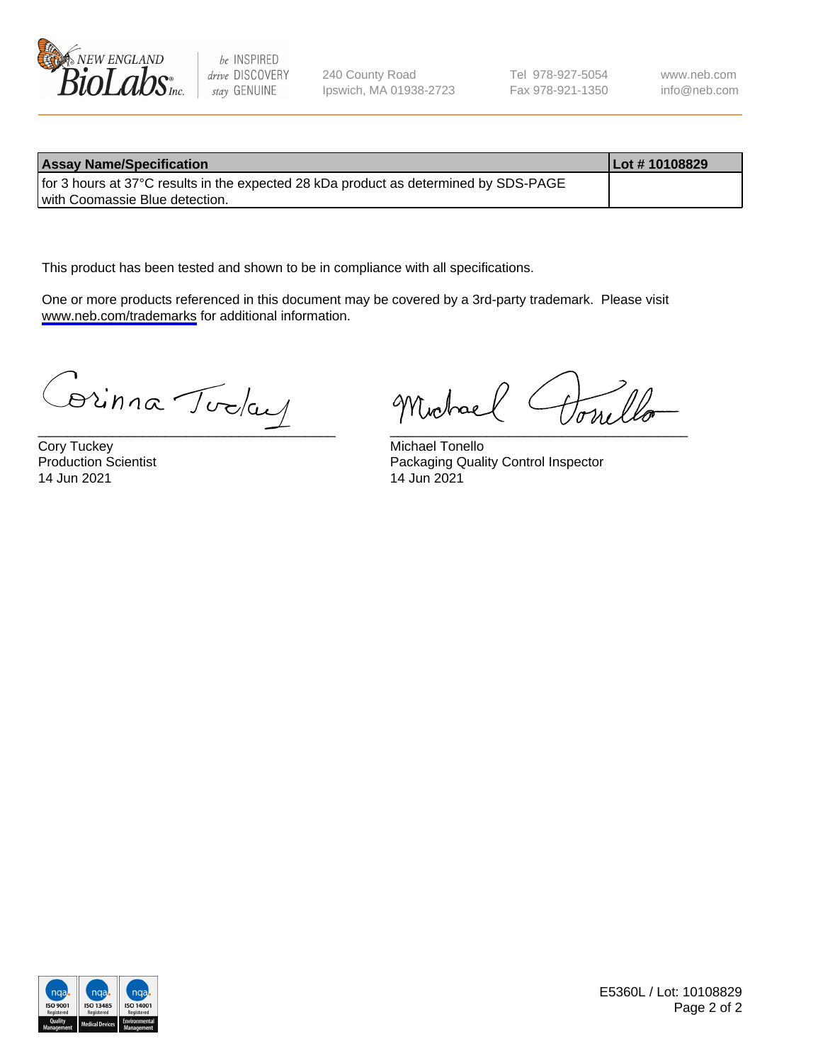| Assay Name/Specification | Lot # 10108829 |
|---|---|
| for 3 hours at 37°C results in the expected 28 kDa product as determined by SDS-PAGE with Coomassie Blue detection. | |

This product has been tested and shown to be in compliance with all specifications.

One or more products referenced in this document may be covered by a 3rd-party trademark. Please visit www.neb.com/trademarks for additional information.

Cory Tuckey
Production Scientist
14 Jun 2021

Michael Tonello
Packaging Quality Control Inspector
14 Jun 2021

E5360L / Lot: 10108829